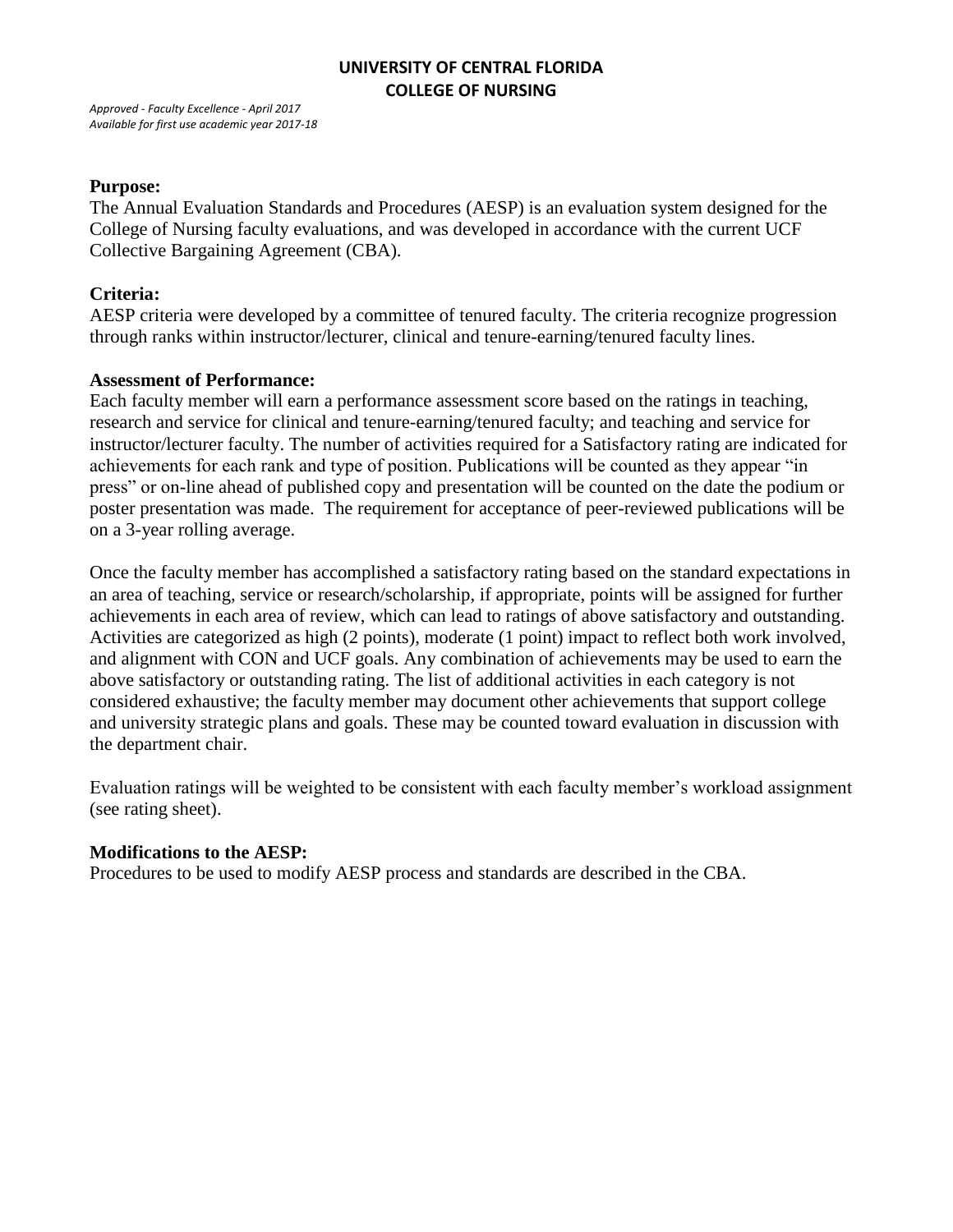# UNIVERSITY OF CENTRAL FLORIDA
## COLLEGE OF NURSING

*Approved - Faculty Excellence - April 2017*
*Available for first use academic year 2017-18*

**Purpose:**
The Annual Evaluation Standards and Procedures (AESP) is an evaluation system designed for the College of Nursing faculty evaluations, and was developed in accordance with the current UCF Collective Bargaining Agreement (CBA).

**Criteria:**
AESP criteria were developed by a committee of tenured faculty. The criteria recognize progression through ranks within instructor/lecturer, clinical and tenure-earning/tenured faculty lines.

**Assessment of Performance:**
Each faculty member will earn a performance assessment score based on the ratings in teaching, research and service for clinical and tenure-earning/tenured faculty; and teaching and service for instructor/lecturer faculty. The number of activities required for a Satisfactory rating are indicated for achievements for each rank and type of position. Publications will be counted as they appear "in press" or on-line ahead of published copy and presentation will be counted on the date the podium or poster presentation was made. The requirement for acceptance of peer-reviewed publications will be on a 3-year rolling average.

Once the faculty member has accomplished a satisfactory rating based on the standard expectations in an area of teaching, service or research/scholarship, if appropriate, points will be assigned for further achievements in each area of review, which can lead to ratings of above satisfactory and outstanding. Activities are categorized as high (2 points), moderate (1 point) impact to reflect both work involved, and alignment with CON and UCF goals. Any combination of achievements may be used to earn the above satisfactory or outstanding rating. The list of additional activities in each category is not considered exhaustive; the faculty member may document other achievements that support college and university strategic plans and goals. These may be counted toward evaluation in discussion with the department chair.

Evaluation ratings will be weighted to be consistent with each faculty member's workload assignment (see rating sheet).

**Modifications to the AESP:**
Procedures to be used to modify AESP process and standards are described in the CBA.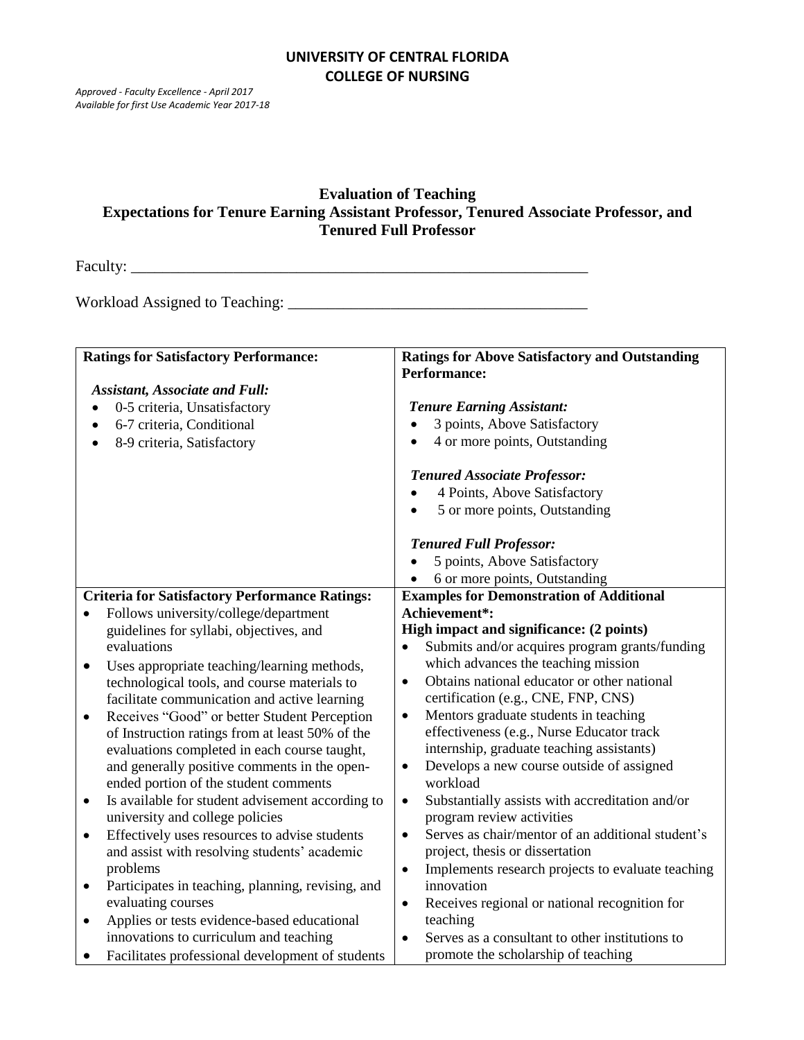**UNIVERSITY OF CENTRAL FLORIDA**
**COLLEGE OF NURSING**

*Approved - Faculty Excellence - April 2017*
*Available for first Use Academic Year 2017-18*

## Evaluation of Teaching
## Expectations for Tenure Earning Assistant Professor, Tenured Associate Professor, and Tenured Full Professor

Faculty: ____________________________________________________________

Workload Assigned to Teaching: ______________________________________

| **Ratings for Satisfactory Performance:** | **Ratings for Above Satisfactory and Outstanding Performance:** |
|---|---|
| ***Assistant, Associate and Full:***<br>• 0-5 criteria, Unsatisfactory<br>• 6-7 criteria, Conditional<br>• 8-9 criteria, Satisfactory | ***Tenure Earning Assistant:***<br>• 3 points, Above Satisfactory<br>• 4 or more points, Outstanding<br><br>***Tenured Associate Professor:***<br>• 4 Points, Above Satisfactory<br>• 5 or more points, Outstanding<br><br>***Tenured Full Professor:***<br>• 5 points, Above Satisfactory<br>• 6 or more points, Outstanding |
| **Criteria for Satisfactory Performance Ratings:**<br>• Follows university/college/department guidelines for syllabi, objectives, and evaluations<br>• Uses appropriate teaching/learning methods, technological tools, and course materials to facilitate communication and active learning<br>• Receives "Good" or better Student Perception of Instruction ratings from at least 50% of the evaluations completed in each course taught, and generally positive comments in the open-ended portion of the student comments<br>• Is available for student advisement according to university and college policies<br>• Effectively uses resources to advise students and assist with resolving students' academic problems<br>• Participates in teaching, planning, revising, and evaluating courses<br>• Applies or tests evidence-based educational innovations to curriculum and teaching<br>• Facilitates professional development of students | **Examples for Demonstration of Additional Achievement*:**<br>**High impact and significance: (2 points)**<br>• Submits and/or acquires program grants/funding which advances the teaching mission<br>• Obtains national educator or other national certification (e.g., CNE, FNP, CNS)<br>• Mentors graduate students in teaching effectiveness (e.g., Nurse Educator track internship, graduate teaching assistants)<br>• Develops a new course outside of assigned workload<br>• Substantially assists with accreditation and/or program review activities<br>• Serves as chair/mentor of an additional student's project, thesis or dissertation<br>• Implements research projects to evaluate teaching innovation<br>• Receives regional or national recognition for teaching<br>• Serves as a consultant to other institutions to promote the scholarship of teaching |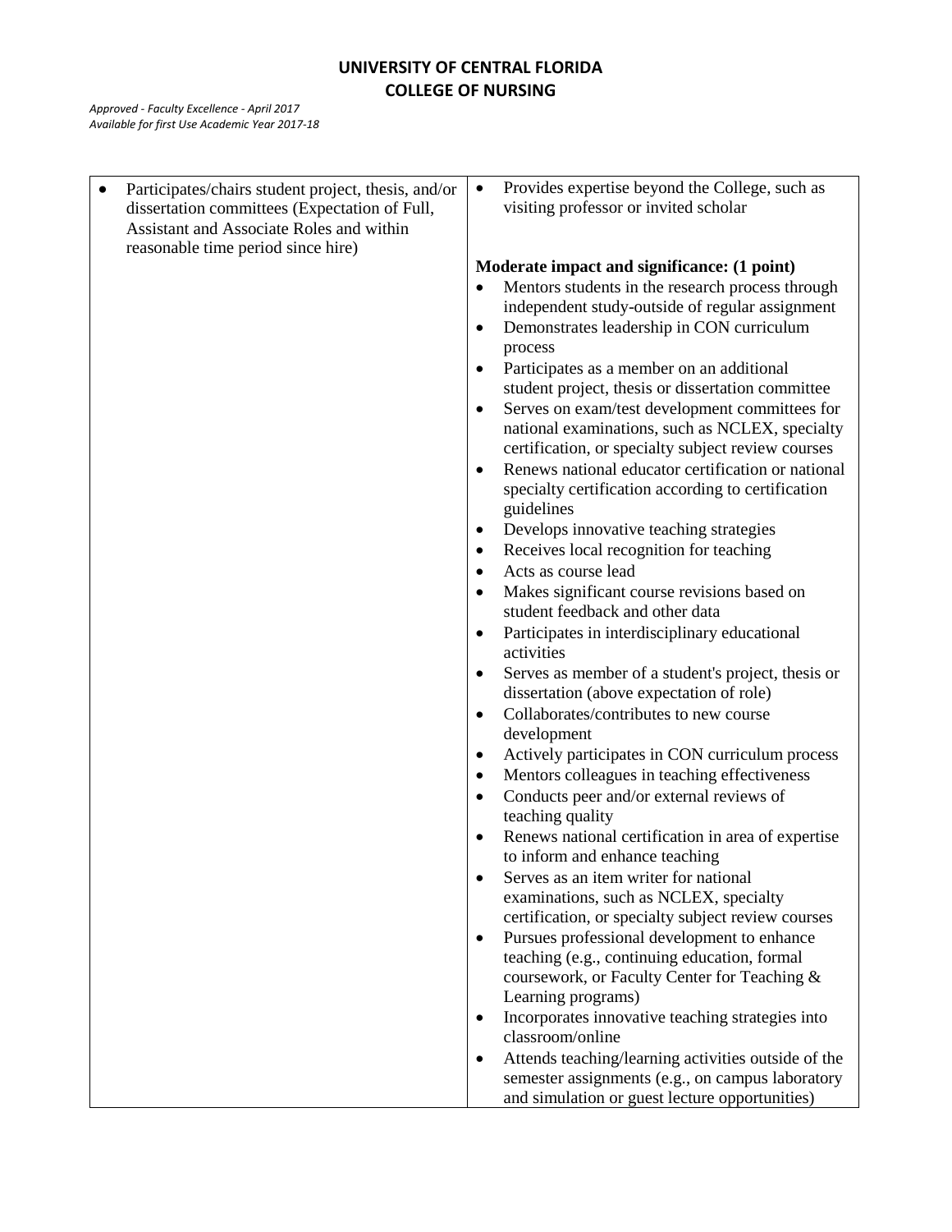**UNIVERSITY OF CENTRAL FLORIDA**
**COLLEGE OF NURSING**

*Approved - Faculty Excellence - April 2017*
*Available for first Use Academic Year 2017-18*

| | |
|---|---|
| • Participates/chairs student project, thesis, and/or dissertation committees (Expectation of Full, Assistant and Associate Roles and within reasonable time period since hire) | • Provides expertise beyond the College, such as visiting professor or invited scholar<br><br>**Moderate impact and significance: (1 point)**<br>• Mentors students in the research process through independent study-outside of regular assignment<br>• Demonstrates leadership in CON curriculum process<br>• Participates as a member on an additional student project, thesis or dissertation committee<br>• Serves on exam/test development committees for national examinations, such as NCLEX, specialty certification, or specialty subject review courses<br>• Renews national educator certification or national specialty certification according to certification guidelines<br>• Develops innovative teaching strategies<br>• Receives local recognition for teaching<br>• Acts as course lead<br>• Makes significant course revisions based on student feedback and other data<br>• Participates in interdisciplinary educational activities<br>• Serves as member of a student's project, thesis or dissertation (above expectation of role)<br>• Collaborates/contributes to new course development<br>• Actively participates in CON curriculum process<br>• Mentors colleagues in teaching effectiveness<br>• Conducts peer and/or external reviews of teaching quality<br>• Renews national certification in area of expertise to inform and enhance teaching<br>• Serves as an item writer for national examinations, such as NCLEX, specialty certification, or specialty subject review courses<br>• Pursues professional development to enhance teaching (e.g., continuing education, formal coursework, or Faculty Center for Teaching & Learning programs)<br>• Incorporates innovative teaching strategies into classroom/online<br>• Attends teaching/learning activities outside of the semester assignments (e.g., on campus laboratory and simulation or guest lecture opportunities) |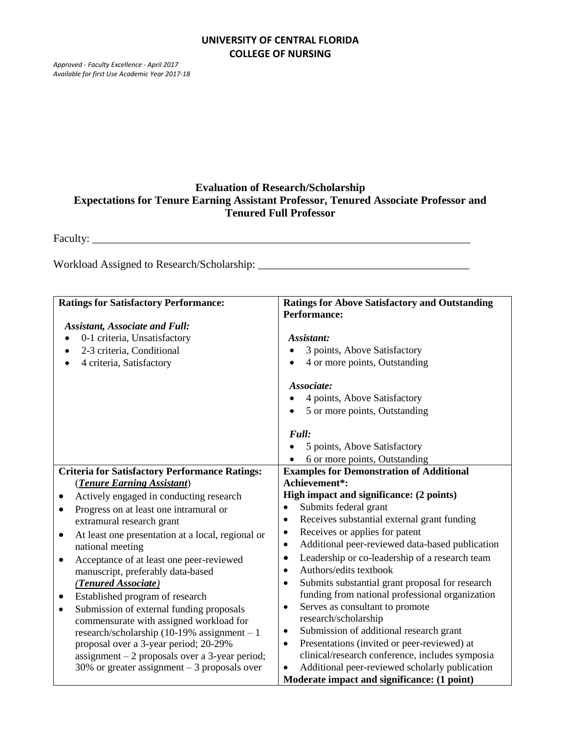**UNIVERSITY OF CENTRAL FLORIDA**
**COLLEGE OF NURSING**

*Approved - Faculty Excellence - April 2017*
*Available for first Use Academic Year 2017-18*

## Evaluation of Research/Scholarship
## Expectations for Tenure Earning Assistant Professor, Tenured Associate Professor and Tenured Full Professor

Faculty: ________________________________________________________________________

Workload Assigned to Research/Scholarship: ______________________________________

| **Ratings for Satisfactory Performance:** | **Ratings for Above Satisfactory and Outstanding Performance:** |
|---|---|
| ***Assistant, Associate and Full:*** <br>• 0-1 criteria, Unsatisfactory <br>• 2-3 criteria, Conditional <br>• 4 criteria, Satisfactory | ***Assistant:*** <br>• 3 points, Above Satisfactory <br>• 4 or more points, Outstanding <br><br>***Associate:*** <br>• 4 points, Above Satisfactory <br>• 5 or more points, Outstanding <br><br>***Full:*** <br>• 5 points, Above Satisfactory <br>• 6 or more points, Outstanding |
| **Criteria for Satisfactory Performance Ratings:** <br>(***<u>Tenure Earning Assistant</u>***) <br>• Actively engaged in conducting research <br>• Progress on at least one intramural or extramural research grant <br>• At least one presentation at a local, regional or national meeting <br>• Acceptance of at least one peer-reviewed manuscript, preferably data-based <br>***(<u>Tenured Associate</u>)*** <br>• Established program of research <br>• Submission of external funding proposals commensurate with assigned workload for research/scholarship (10-19% assignment – 1 proposal over a 3-year period; 20-29% assignment – 2 proposals over a 3-year period; 30% or greater assignment – 3 proposals over | **Examples for Demonstration of Additional Achievement\*:** <br>**High impact and significance: (2 points)** <br>• Submits federal grant <br>• Receives substantial external grant funding <br>• Receives or applies for patent <br>• Additional peer-reviewed data-based publication <br>• Leadership or co-leadership of a research team <br>• Authors/edits textbook <br>• Submits substantial grant proposal for research funding from national professional organization <br>• Serves as consultant to promote research/scholarship <br>• Submission of additional research grant <br>• Presentations (invited or peer-reviewed) at clinical/research conference, includes symposia <br>• Additional peer-reviewed scholarly publication <br>**Moderate impact and significance: (1 point)** |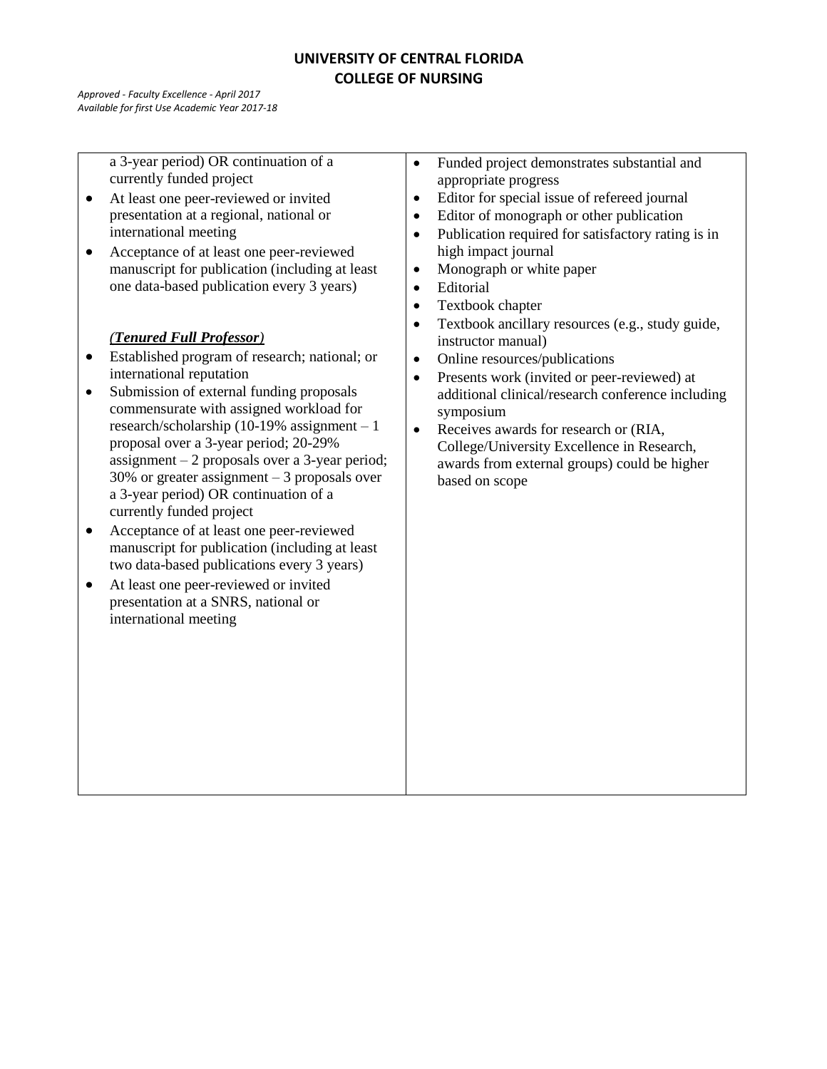# UNIVERSITY OF CENTRAL FLORIDA
## COLLEGE OF NURSING

*Approved - Faculty Excellence - April 2017*
*Available for first Use Academic Year 2017-18*

| | |
|---|---|
| a 3-year period) OR continuation of a currently funded project<br>• At least one peer-reviewed or invited presentation at a regional, national or international meeting<br>• Acceptance of at least one peer-reviewed manuscript for publication (including at least one data-based publication every 3 years)<br><br>***(Tenured Full Professor)***<br>• Established program of research; national; or international reputation<br>• Submission of external funding proposals commensurate with assigned workload for research/scholarship (10-19% assignment – 1 proposal over a 3-year period; 20-29% assignment – 2 proposals over a 3-year period; 30% or greater assignment – 3 proposals over a 3-year period) OR continuation of a currently funded project<br>• Acceptance of at least one peer-reviewed manuscript for publication (including at least two data-based publications every 3 years)<br>• At least one peer-reviewed or invited presentation at a SNRS, national or international meeting | • Funded project demonstrates substantial and appropriate progress<br>• Editor for special issue of refereed journal<br>• Editor of monograph or other publication<br>• Publication required for satisfactory rating is in high impact journal<br>• Monograph or white paper<br>• Editorial<br>• Textbook chapter<br>• Textbook ancillary resources (e.g., study guide, instructor manual)<br>• Online resources/publications<br>• Presents work (invited or peer-reviewed) at additional clinical/research conference including symposium<br>• Receives awards for research or (RIA, College/University Excellence in Research, awards from external groups) could be higher based on scope |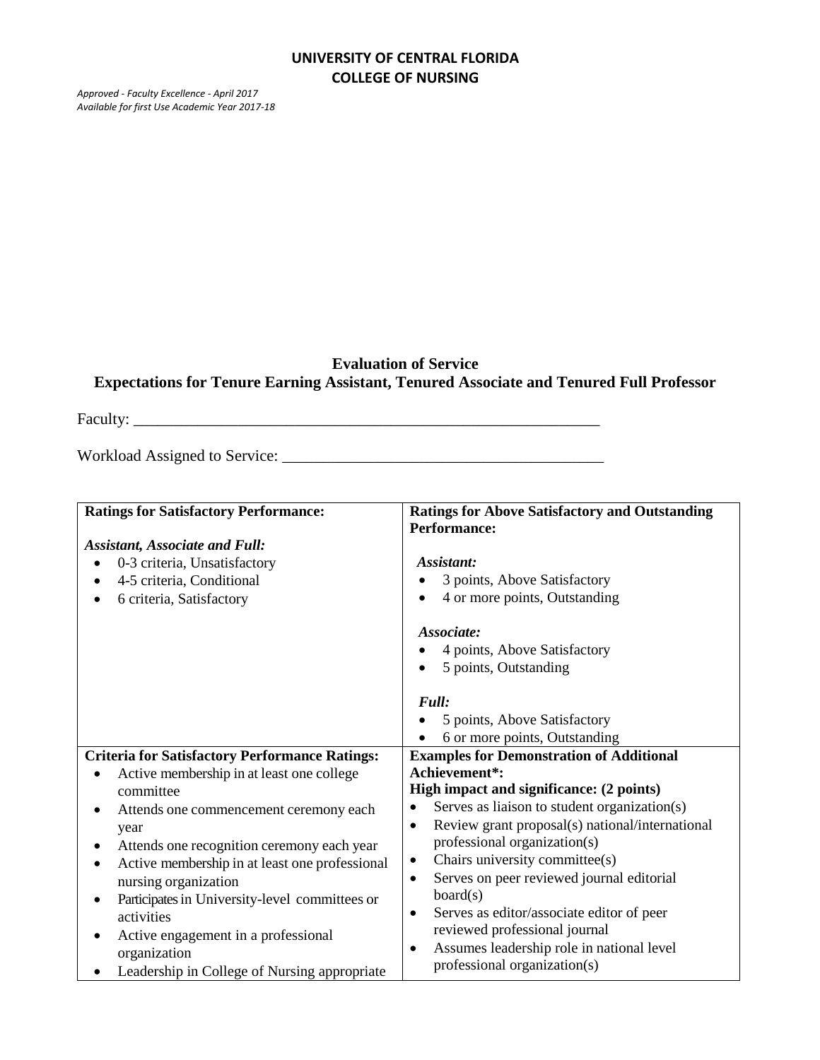**UNIVERSITY OF CENTRAL FLORIDA**
**COLLEGE OF NURSING**

*Approved - Faculty Excellence - April 2017*
*Available for first Use Academic Year 2017-18*

## Evaluation of Service
### Expectations for Tenure Earning Assistant, Tenured Associate and Tenured Full Professor

Faculty: ____________________________________________________________

Workload Assigned to Service: ________________________________________

| **Ratings for Satisfactory Performance:** | **Ratings for Above Satisfactory and Outstanding Performance:** |
|---|---|
| ***Assistant, Associate and Full:***<br>• 0-3 criteria, Unsatisfactory<br>• 4-5 criteria, Conditional<br>• 6 criteria, Satisfactory | ***Assistant:***<br>• 3 points, Above Satisfactory<br>• 4 or more points, Outstanding<br><br>***Associate:***<br>• 4 points, Above Satisfactory<br>• 5 points, Outstanding<br><br>***Full:***<br>• 5 points, Above Satisfactory<br>• 6 or more points, Outstanding |
| **Criteria for Satisfactory Performance Ratings:**<br>• Active membership in at least one college committee<br>• Attends one commencement ceremony each year<br>• Attends one recognition ceremony each year<br>• Active membership in at least one professional nursing organization<br>• Participates in University-level committees or activities<br>• Active engagement in a professional organization<br>• Leadership in College of Nursing appropriate | **Examples for Demonstration of Additional Achievement*:**<br>**High impact and significance: (2 points)**<br>• Serves as liaison to student organization(s)<br>• Review grant proposal(s) national/international professional organization(s)<br>• Chairs university committee(s)<br>• Serves on peer reviewed journal editorial board(s)<br>• Serves as editor/associate editor of peer reviewed professional journal<br>• Assumes leadership role in national level professional organization(s) |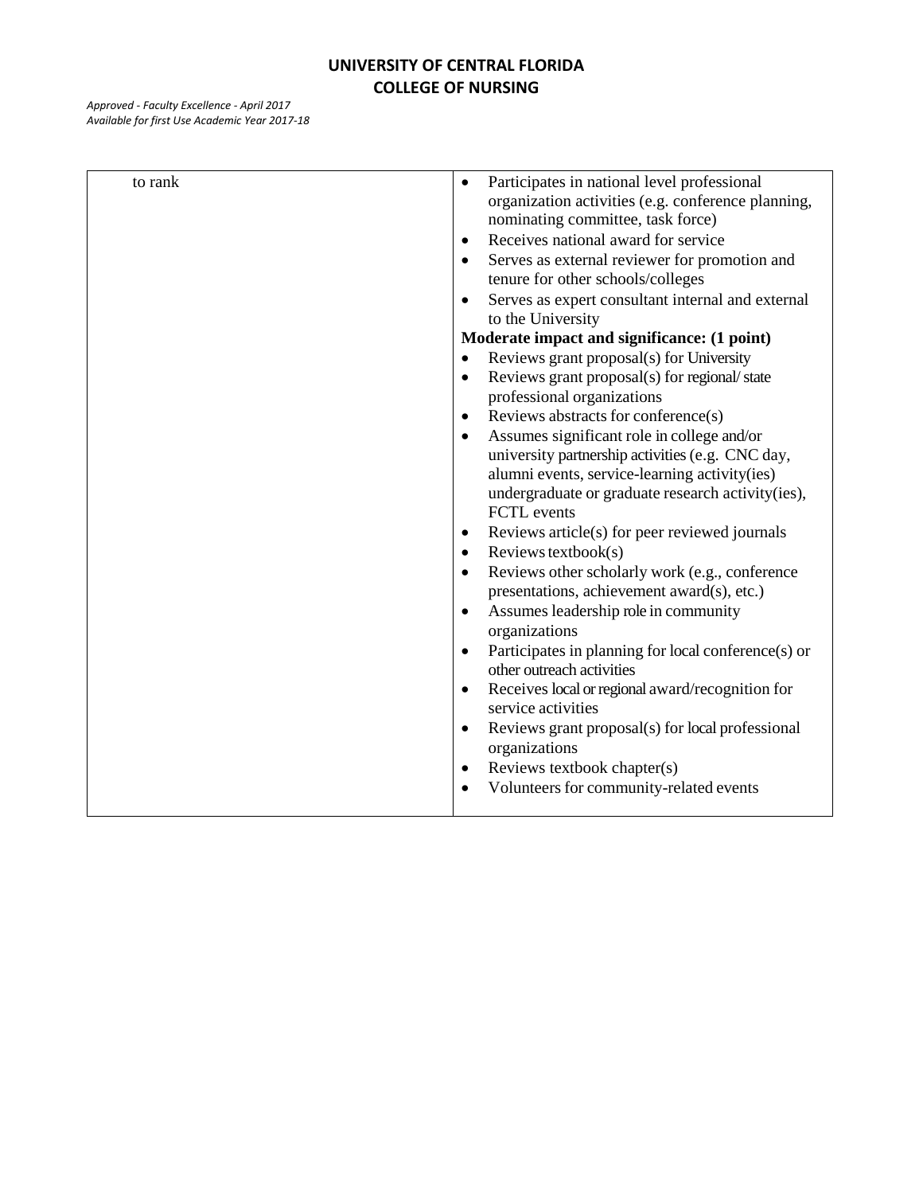| | |
|---|---|
| to rank | • Participates in national level professional organization activities (e.g. conference planning, nominating committee, task force)<br>• Receives national award for service<br>• Serves as external reviewer for promotion and tenure for other schools/colleges<br>• Serves as expert consultant internal and external to the University<br>**Moderate impact and significance: (1 point)**<br>• Reviews grant proposal(s) for University<br>• Reviews grant proposal(s) for regional/ state professional organizations<br>• Reviews abstracts for conference(s)<br>• Assumes significant role in college and/or university partnership activities (e.g. CNC day, alumni events, service-learning activity(ies) undergraduate or graduate research activity(ies), FCTL events<br>• Reviews article(s) for peer reviewed journals<br>• Reviews textbook(s)<br>• Reviews other scholarly work (e.g., conference presentations, achievement award(s), etc.)<br>• Assumes leadership role in community organizations<br>• Participates in planning for local conference(s) or other outreach activities<br>• Receives local or regional award/recognition for service activities<br>• Reviews grant proposal(s) for local professional organizations<br>• Reviews textbook chapter(s)<br>• Volunteers for community-related events |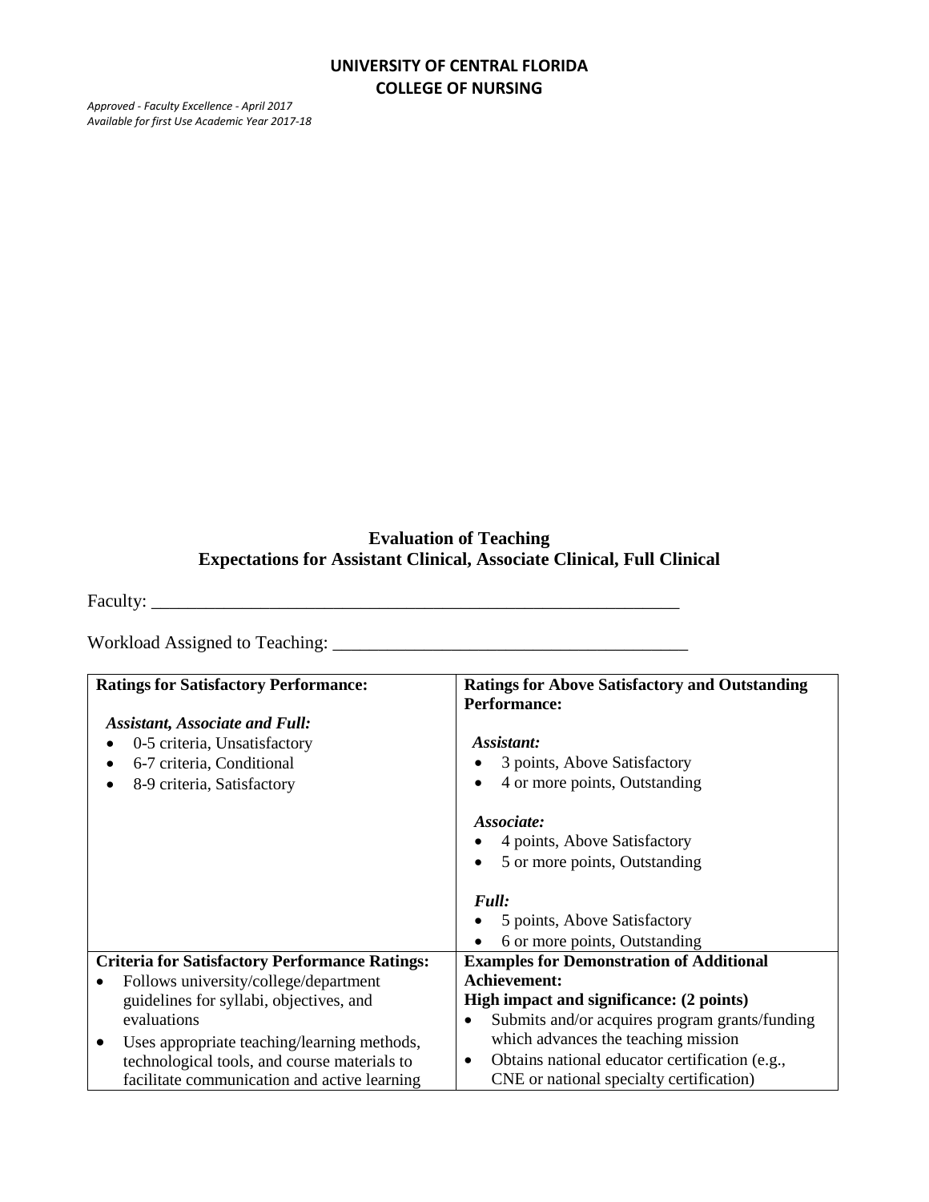**UNIVERSITY OF CENTRAL FLORIDA**
**COLLEGE OF NURSING**

*Approved - Faculty Excellence - April 2017*
*Available for first Use Academic Year 2017-18*

## Evaluation of Teaching
## Expectations for Assistant Clinical, Associate Clinical, Full Clinical

Faculty: ____________________________________________________________

Workload Assigned to Teaching: ________________________________________

| **Ratings for Satisfactory Performance:** | **Ratings for Above Satisfactory and Outstanding Performance:** |
|---|---|
| ***Assistant, Associate and Full:***<br>• 0-5 criteria, Unsatisfactory<br>• 6-7 criteria, Conditional<br>• 8-9 criteria, Satisfactory | ***Assistant:***<br>• 3 points, Above Satisfactory<br>• 4 or more points, Outstanding<br><br>***Associate:***<br>• 4 points, Above Satisfactory<br>• 5 or more points, Outstanding<br><br>***Full:***<br>• 5 points, Above Satisfactory<br>• 6 or more points, Outstanding |
| **Criteria for Satisfactory Performance Ratings:**<br>• Follows university/college/department guidelines for syllabi, objectives, and evaluations<br>• Uses appropriate teaching/learning methods, technological tools, and course materials to facilitate communication and active learning | **Examples for Demonstration of Additional Achievement:**<br>**High impact and significance: (2 points)**<br>• Submits and/or acquires program grants/funding which advances the teaching mission<br>• Obtains national educator certification (e.g., CNE or national specialty certification) |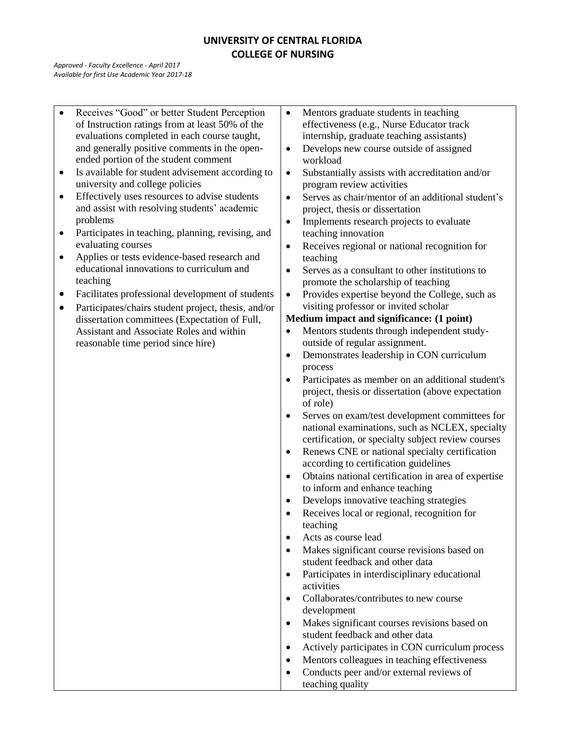**UNIVERSITY OF CENTRAL FLORIDA**
**COLLEGE OF NURSING**

*Approved - Faculty Excellence - April 2017*
*Available for first Use Academic Year 2017-18*

| | |
|---|---|
| • Receives "Good" or better Student Perception of Instruction ratings from at least 50% of the evaluations completed in each course taught, and generally positive comments in the open-ended portion of the student comment<br>• Is available for student advisement according to university and college policies<br>• Effectively uses resources to advise students and assist with resolving students' academic problems<br>• Participates in teaching, planning, revising, and evaluating courses<br>• Applies or tests evidence-based research and educational innovations to curriculum and teaching<br>• Facilitates professional development of students<br>• Participates/chairs student project, thesis, and/or dissertation committees (Expectation of Full, Assistant and Associate Roles and within reasonable time period since hire) | • Mentors graduate students in teaching effectiveness (e.g., Nurse Educator track internship, graduate teaching assistants)<br>• Develops new course outside of assigned workload<br>• Substantially assists with accreditation and/or program review activities<br>• Serves as chair/mentor of an additional student's project, thesis or dissertation<br>• Implements research projects to evaluate teaching innovation<br>• Receives regional or national recognition for teaching<br>• Serves as a consultant to other institutions to promote the scholarship of teaching<br>• Provides expertise beyond the College, such as visiting professor or invited scholar<br>**Medium impact and significance: (1 point)**<br>• Mentors students through independent study-outside of regular assignment.<br>• Demonstrates leadership in CON curriculum process<br>• Participates as member on an additional student's project, thesis or dissertation (above expectation of role)<br>• Serves on exam/test development committees for national examinations, such as NCLEX, specialty certification, or specialty subject review courses<br>• Renews CNE or national specialty certification according to certification guidelines<br>• Obtains national certification in area of expertise to inform and enhance teaching<br>• Develops innovative teaching strategies<br>• Receives local or regional, recognition for teaching<br>• Acts as course lead<br>• Makes significant course revisions based on student feedback and other data<br>• Participates in interdisciplinary educational activities<br>• Collaborates/contributes to new course development<br>• Makes significant courses revisions based on student feedback and other data<br>• Actively participates in CON curriculum process<br>• Mentors colleagues in teaching effectiveness<br>• Conducts peer and/or external reviews of teaching quality |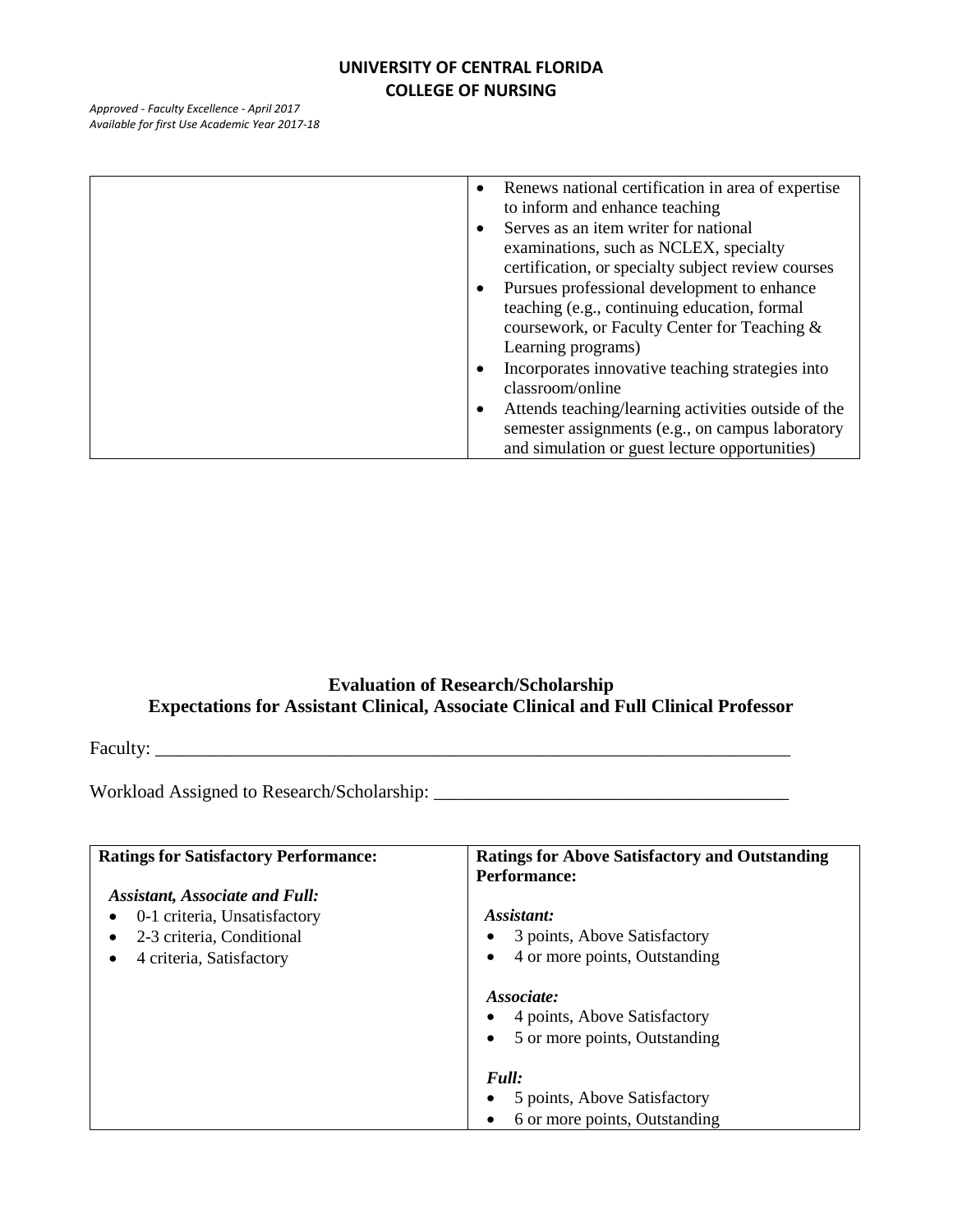| | |
|---|---|
| | • Renews national certification in area of expertise to inform and enhance teaching<br>• Serves as an item writer for national examinations, such as NCLEX, specialty certification, or specialty subject review courses<br>• Pursues professional development to enhance teaching (e.g., continuing education, formal coursework, or Faculty Center for Teaching & Learning programs)<br>• Incorporates innovative teaching strategies into classroom/online<br>• Attends teaching/learning activities outside of the semester assignments (e.g., on campus laboratory and simulation or guest lecture opportunities) |

## Evaluation of Research/Scholarship
## Expectations for Assistant Clinical, Associate Clinical and Full Clinical Professor

Faculty: ______________________________________________________________________

Workload Assigned to Research/Scholarship: ____________________________________

| **Ratings for Satisfactory Performance:** | **Ratings for Above Satisfactory and Outstanding Performance:** |
|---|---|
| ***Assistant, Associate and Full:***<br>• 0-1 criteria, Unsatisfactory<br>• 2-3 criteria, Conditional<br>• 4 criteria, Satisfactory | ***Assistant:***<br>• 3 points, Above Satisfactory<br>• 4 or more points, Outstanding<br><br>***Associate:***<br>• 4 points, Above Satisfactory<br>• 5 or more points, Outstanding<br><br>***Full:***<br>• 5 points, Above Satisfactory<br>• 6 or more points, Outstanding |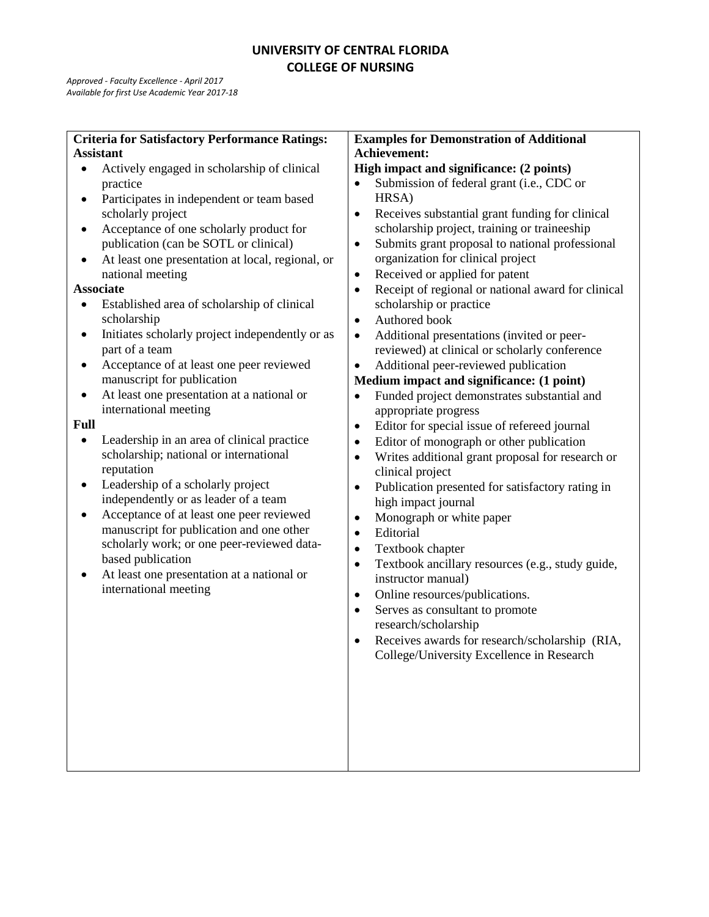**UNIVERSITY OF CENTRAL FLORIDA**
**COLLEGE OF NURSING**

*Approved - Faculty Excellence - April 2017*
*Available for first Use Academic Year 2017-18*

| **Criteria for Satisfactory Performance Ratings:** | **Examples for Demonstration of Additional Achievement:** |
|---|---|
| **Assistant**<br>• Actively engaged in scholarship of clinical practice<br>• Participates in independent or team based scholarly project<br>• Acceptance of one scholarly product for publication (can be SOTL or clinical)<br>• At least one presentation at local, regional, or national meeting<br>**Associate**<br>• Established area of scholarship of clinical scholarship<br>• Initiates scholarly project independently or as part of a team<br>• Acceptance of at least one peer reviewed manuscript for publication<br>• At least one presentation at a national or international meeting<br>**Full**<br>• Leadership in an area of clinical practice scholarship; national or international reputation<br>• Leadership of a scholarly project independently or as leader of a team<br>• Acceptance of at least one peer reviewed manuscript for publication and one other scholarly work; or one peer-reviewed data-based publication<br>• At least one presentation at a national or international meeting | **High impact and significance: (2 points)**<br>• Submission of federal grant (i.e., CDC or HRSA)<br>• Receives substantial grant funding for clinical scholarship project, training or traineeship<br>• Submits grant proposal to national professional organization for clinical project<br>• Received or applied for patent<br>• Receipt of regional or national award for clinical scholarship or practice<br>• Authored book<br>• Additional presentations (invited or peer-reviewed) at clinical or scholarly conference<br>• Additional peer-reviewed publication<br>**Medium impact and significance: (1 point)**<br>• Funded project demonstrates substantial and appropriate progress<br>• Editor for special issue of refereed journal<br>• Editor of monograph or other publication<br>• Writes additional grant proposal for research or clinical project<br>• Publication presented for satisfactory rating in high impact journal<br>• Monograph or white paper<br>• Editorial<br>• Textbook chapter<br>• Textbook ancillary resources (e.g., study guide, instructor manual)<br>• Online resources/publications.<br>• Serves as consultant to promote research/scholarship<br>• Receives awards for research/scholarship (RIA, College/University Excellence in Research |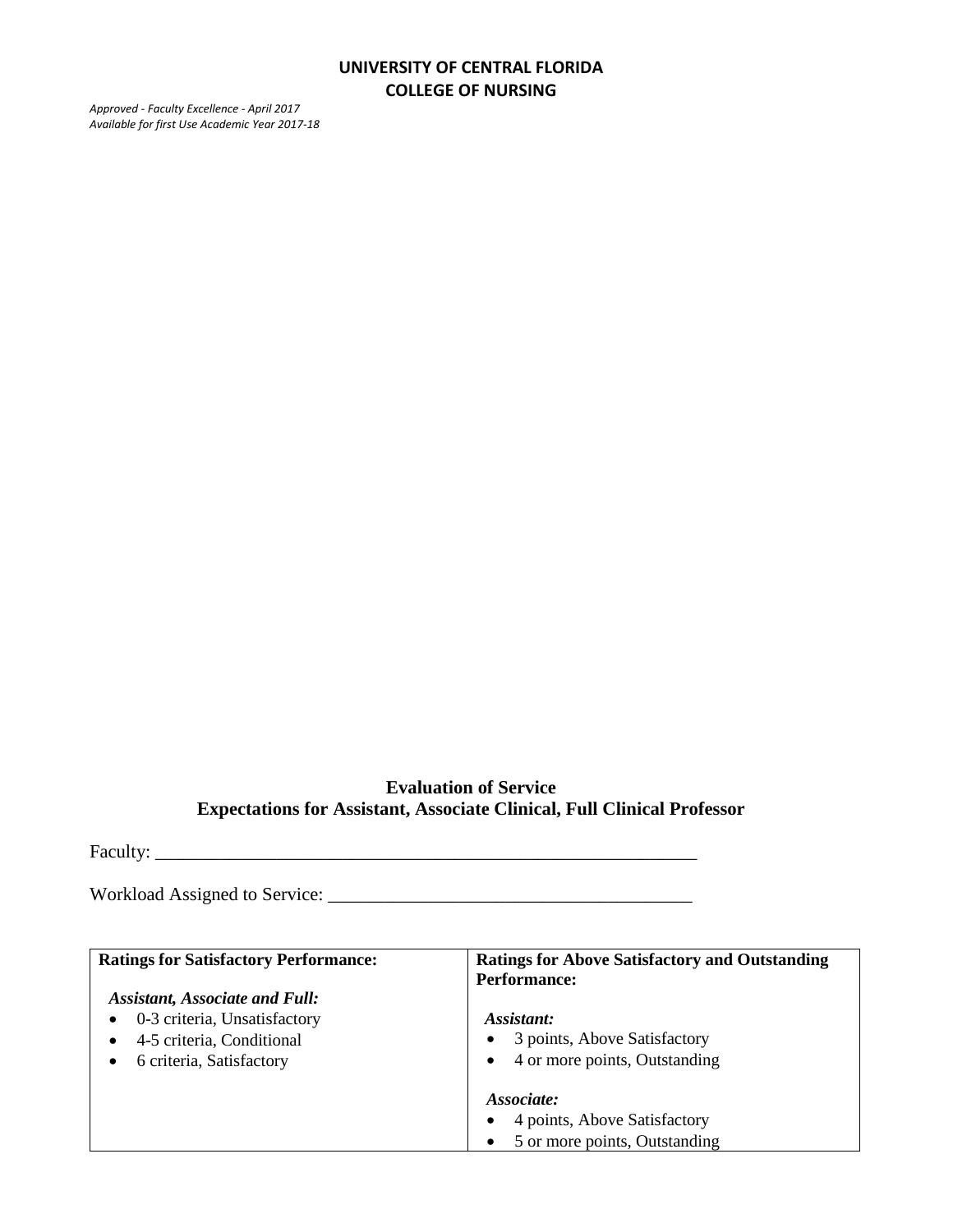**UNIVERSITY OF CENTRAL FLORIDA**
**COLLEGE OF NURSING**

*Approved - Faculty Excellence - April 2017*
*Available for first Use Academic Year 2017-18*

## Evaluation of Service
## Expectations for Assistant, Associate Clinical, Full Clinical Professor

Faculty: ____________________________________________________________

Workload Assigned to Service: ________________________________________

| Ratings for Satisfactory Performance: | Ratings for Above Satisfactory and Outstanding Performance: |
|---|---|
| ***Assistant, Associate and Full:*** <br> • 0-3 criteria, Unsatisfactory <br> • 4-5 criteria, Conditional <br> • 6 criteria, Satisfactory | ***Assistant:*** <br> • 3 points, Above Satisfactory <br> • 4 or more points, Outstanding <br><br> ***Associate:*** <br> • 4 points, Above Satisfactory <br> • 5 or more points, Outstanding |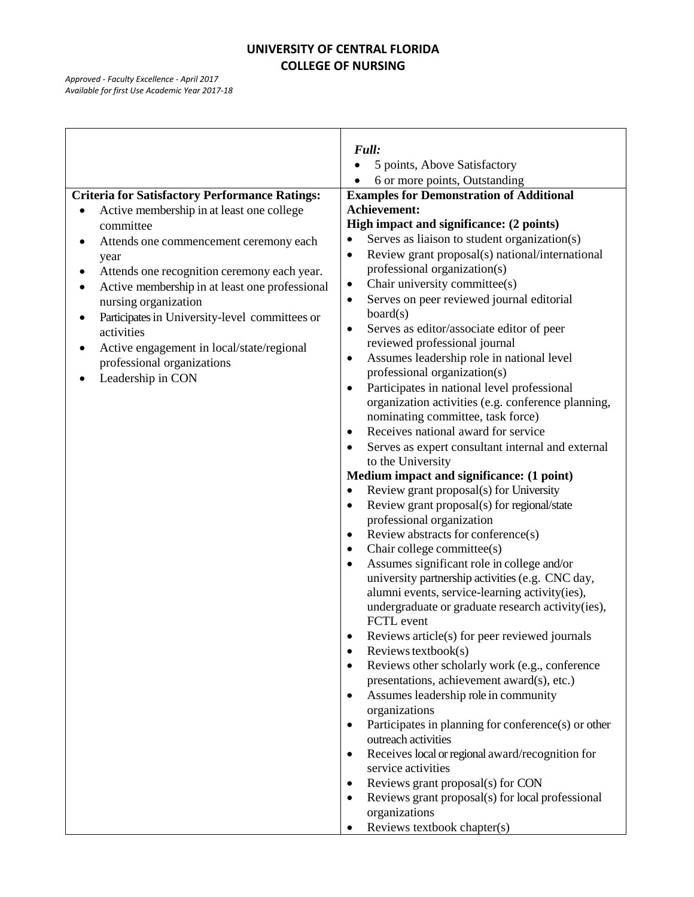**UNIVERSITY OF CENTRAL FLORIDA**
**COLLEGE OF NURSING**

*Approved - Faculty Excellence - April 2017*
*Available for first Use Academic Year 2017-18*

| | *Full:*<br>• 5 points, Above Satisfactory<br>• 6 or more points, Outstanding |
|---|---|
| **Criteria for Satisfactory Performance Ratings:**<br>• Active membership in at least one college committee<br>• Attends one commencement ceremony each year<br>• Attends one recognition ceremony each year.<br>• Active membership in at least one professional nursing organization<br>• Participates in University-level committees or activities<br>• Active engagement in local/state/regional professional organizations<br>• Leadership in CON | **Examples for Demonstration of Additional Achievement:**<br>**High impact and significance: (2 points)**<br>• Serves as liaison to student organization(s)<br>• Review grant proposal(s) national/international professional organization(s)<br>• Chair university committee(s)<br>• Serves on peer reviewed journal editorial board(s)<br>• Serves as editor/associate editor of peer reviewed professional journal<br>• Assumes leadership role in national level professional organization(s)<br>• Participates in national level professional organization activities (e.g. conference planning, nominating committee, task force)<br>• Receives national award for service<br>• Serves as expert consultant internal and external to the University<br>**Medium impact and significance: (1 point)**<br>• Review grant proposal(s) for University<br>• Review grant proposal(s) for regional/state professional organization<br>• Review abstracts for conference(s)<br>• Chair college committee(s)<br>• Assumes significant role in college and/or university partnership activities (e.g. CNC day, alumni events, service-learning activity(ies), undergraduate or graduate research activity(ies), FCTL event<br>• Reviews article(s) for peer reviewed journals<br>• Reviews textbook(s)<br>• Reviews other scholarly work (e.g., conference presentations, achievement award(s), etc.)<br>• Assumes leadership role in community organizations<br>• Participates in planning for conference(s) or other outreach activities<br>• Receives local or regional award/recognition for service activities<br>• Reviews grant proposal(s) for CON<br>• Reviews grant proposal(s) for local professional organizations<br>• Reviews textbook chapter(s) |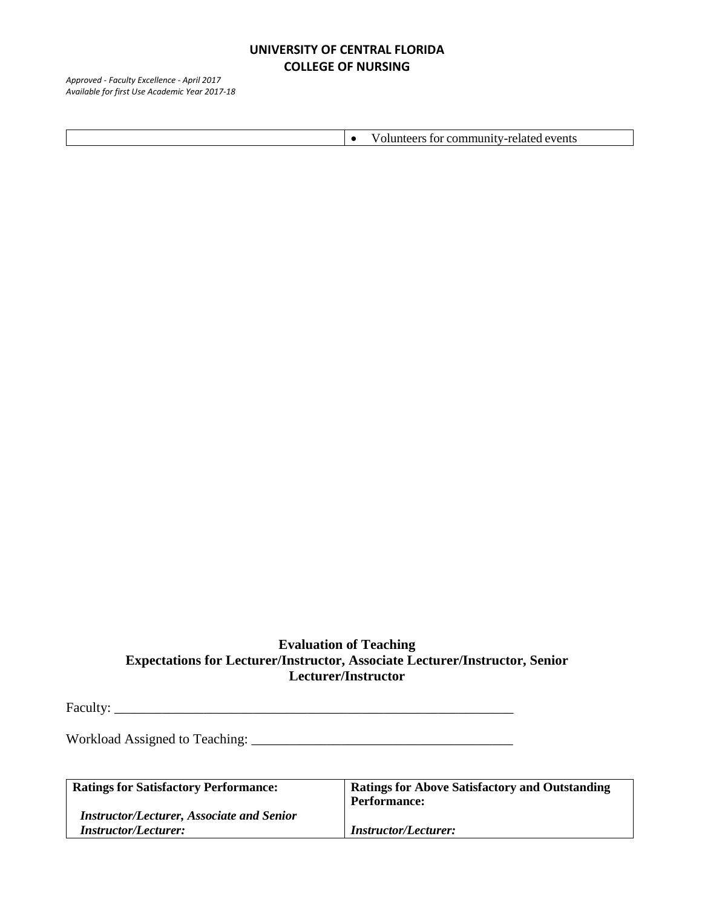| | |
|---|---|
| | • Volunteers for community-related events |

**Evaluation of Teaching**
**Expectations for Lecturer/Instructor, Associate Lecturer/Instructor, Senior Lecturer/Instructor**

Faculty: ___________________________________________________________

Workload Assigned to Teaching: ____________________________________

| **Ratings for Satisfactory Performance:**<br><br>***Instructor/Lecturer, Associate and Senior Instructor/Lecturer:*** | **Ratings for Above Satisfactory and Outstanding Performance:**<br><br>***Instructor/Lecturer:*** |
|---|---|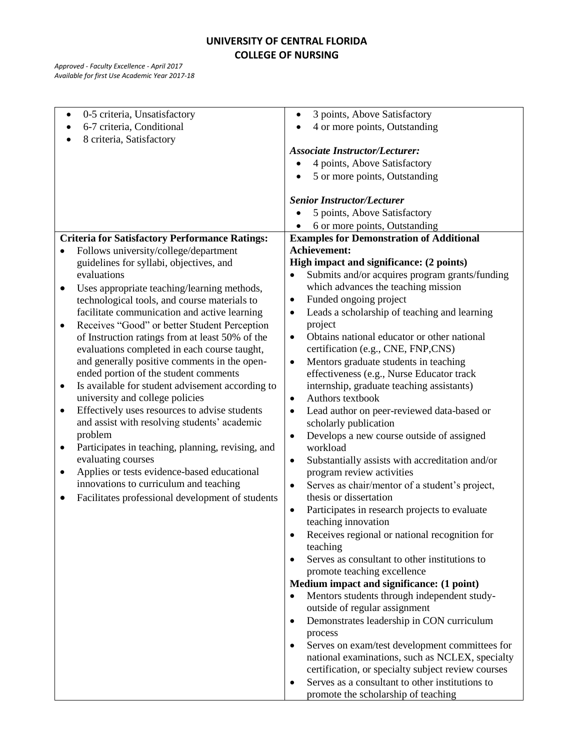**UNIVERSITY OF CENTRAL FLORIDA**
**COLLEGE OF NURSING**

*Approved - Faculty Excellence - April 2017*
*Available for first Use Academic Year 2017-18*

| | |
|---|---|
| • 0-5 criteria, Unsatisfactory<br>• 6-7 criteria, Conditional<br>• 8 criteria, Satisfactory | • 3 points, Above Satisfactory<br>• 4 or more points, Outstanding<br><br>***Associate Instructor/Lecturer:***<br>• 4 points, Above Satisfactory<br>• 5 or more points, Outstanding<br><br>***Senior Instructor/Lecturer***<br>• 5 points, Above Satisfactory<br>• 6 or more points, Outstanding |
| **Criteria for Satisfactory Performance Ratings:**<br>• Follows university/college/department guidelines for syllabi, objectives, and evaluations<br>• Uses appropriate teaching/learning methods, technological tools, and course materials to facilitate communication and active learning<br>• Receives "Good" or better Student Perception of Instruction ratings from at least 50% of the evaluations completed in each course taught, and generally positive comments in the open-ended portion of the student comments<br>• Is available for student advisement according to university and college policies<br>• Effectively uses resources to advise students and assist with resolving students' academic problem<br>• Participates in teaching, planning, revising, and evaluating courses<br>• Applies or tests evidence-based educational innovations to curriculum and teaching<br>• Facilitates professional development of students | **Examples for Demonstration of Additional Achievement:**<br>**High impact and significance: (2 points)**<br>• Submits and/or acquires program grants/funding which advances the teaching mission<br>• Funded ongoing project<br>• Leads a scholarship of teaching and learning project<br>• Obtains national educator or other national certification (e.g., CNE, FNP,CNS)<br>• Mentors graduate students in teaching effectiveness (e.g., Nurse Educator track internship, graduate teaching assistants)<br>• Authors textbook<br>• Lead author on peer-reviewed data-based or scholarly publication<br>• Develops a new course outside of assigned workload<br>• Substantially assists with accreditation and/or program review activities<br>• Serves as chair/mentor of a student's project, thesis or dissertation<br>• Participates in research projects to evaluate teaching innovation<br>• Receives regional or national recognition for teaching<br>• Serves as consultant to other institutions to promote teaching excellence<br>**Medium impact and significance: (1 point)**<br>• Mentors students through independent study-outside of regular assignment<br>• Demonstrates leadership in CON curriculum process<br>• Serves on exam/test development committees for national examinations, such as NCLEX, specialty certification, or specialty subject review courses<br>• Serves as a consultant to other institutions to promote the scholarship of teaching |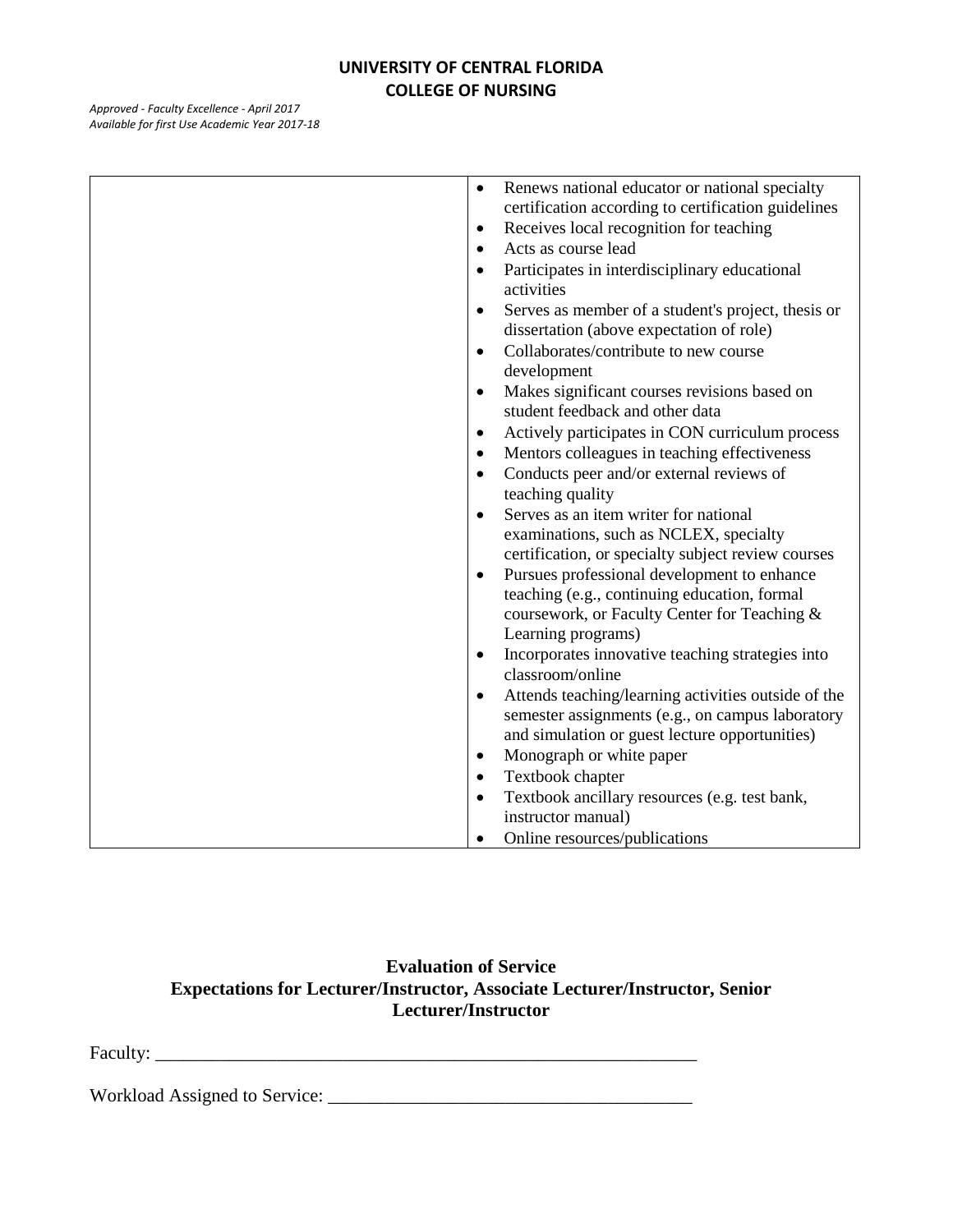| | |
|---|---|
| | • Renews national educator or national specialty certification according to certification guidelines<br>• Receives local recognition for teaching<br>• Acts as course lead<br>• Participates in interdisciplinary educational activities<br>• Serves as member of a student's project, thesis or dissertation (above expectation of role)<br>• Collaborates/contribute to new course development<br>• Makes significant courses revisions based on student feedback and other data<br>• Actively participates in CON curriculum process<br>• Mentors colleagues in teaching effectiveness<br>• Conducts peer and/or external reviews of teaching quality<br>• Serves as an item writer for national examinations, such as NCLEX, specialty certification, or specialty subject review courses<br>• Pursues professional development to enhance teaching (e.g., continuing education, formal coursework, or Faculty Center for Teaching & Learning programs)<br>• Incorporates innovative teaching strategies into classroom/online<br>• Attends teaching/learning activities outside of the semester assignments (e.g., on campus laboratory and simulation or guest lecture opportunities)<br>• Monograph or white paper<br>• Textbook chapter<br>• Textbook ancillary resources (e.g. test bank, instructor manual)<br>• Online resources/publications |

## Evaluation of Service
## Expectations for Lecturer/Instructor, Associate Lecturer/Instructor, Senior Lecturer/Instructor

Faculty: ____________________________________________________________

Workload Assigned to Service: ________________________________________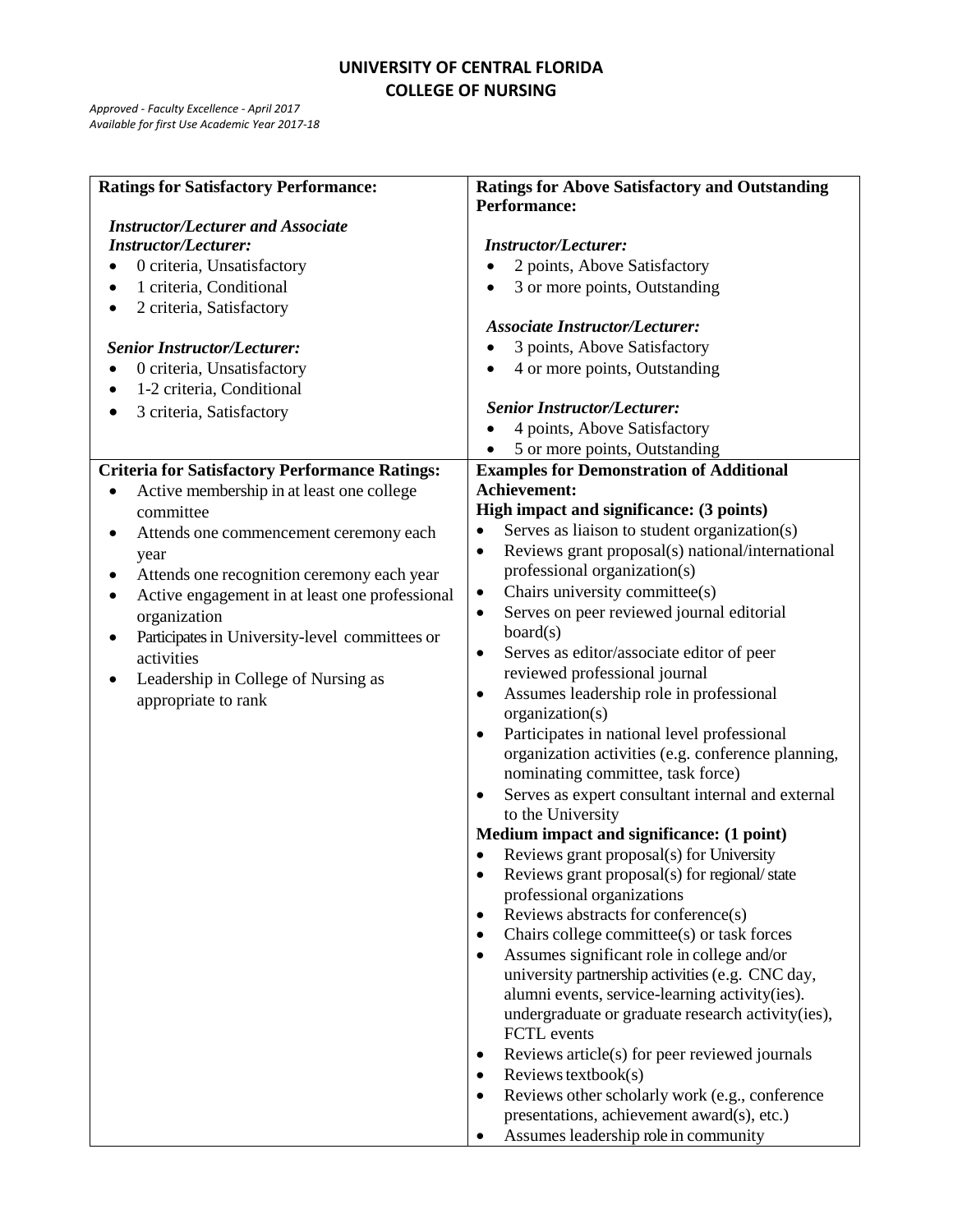**UNIVERSITY OF CENTRAL FLORIDA**
**COLLEGE OF NURSING**

*Approved - Faculty Excellence - April 2017*
*Available for first Use Academic Year 2017-18*

| **Ratings for Satisfactory Performance:** | **Ratings for Above Satisfactory and Outstanding Performance:** |
|---|---|
| ***Instructor/Lecturer and Associate Instructor/Lecturer:***<br>• 0 criteria, Unsatisfactory<br>• 1 criteria, Conditional<br>• 2 criteria, Satisfactory<br><br>***Senior Instructor/Lecturer:***<br>• 0 criteria, Unsatisfactory<br>• 1-2 criteria, Conditional<br>• 3 criteria, Satisfactory | ***Instructor/Lecturer:***<br>• 2 points, Above Satisfactory<br>• 3 or more points, Outstanding<br><br>***Associate Instructor/Lecturer:***<br>• 3 points, Above Satisfactory<br>• 4 or more points, Outstanding<br><br>***Senior Instructor/Lecturer:***<br>• 4 points, Above Satisfactory<br>• 5 or more points, Outstanding |
| **Criteria for Satisfactory Performance Ratings:**<br>• Active membership in at least one college committee<br>• Attends one commencement ceremony each year<br>• Attends one recognition ceremony each year<br>• Active engagement in at least one professional organization<br>• Participates in University-level committees or activities<br>• Leadership in College of Nursing as appropriate to rank | **Examples for Demonstration of Additional Achievement:**<br>**High impact and significance: (3 points)**<br>• Serves as liaison to student organization(s)<br>• Reviews grant proposal(s) national/international professional organization(s)<br>• Chairs university committee(s)<br>• Serves on peer reviewed journal editorial board(s)<br>• Serves as editor/associate editor of peer reviewed professional journal<br>• Assumes leadership role in professional organization(s)<br>• Participates in national level professional organization activities (e.g. conference planning, nominating committee, task force)<br>• Serves as expert consultant internal and external to the University<br>**Medium impact and significance: (1 point)**<br>• Reviews grant proposal(s) for University<br>• Reviews grant proposal(s) for regional/ state professional organizations<br>• Reviews abstracts for conference(s)<br>• Chairs college committee(s) or task forces<br>• Assumes significant role in college and/or university partnership activities (e.g. CNC day, alumni events, service-learning activity(ies). undergraduate or graduate research activity(ies), FCTL events<br>• Reviews article(s) for peer reviewed journals<br>• Reviews textbook(s)<br>• Reviews other scholarly work (e.g., conference presentations, achievement award(s), etc.)<br>• Assumes leadership role in community |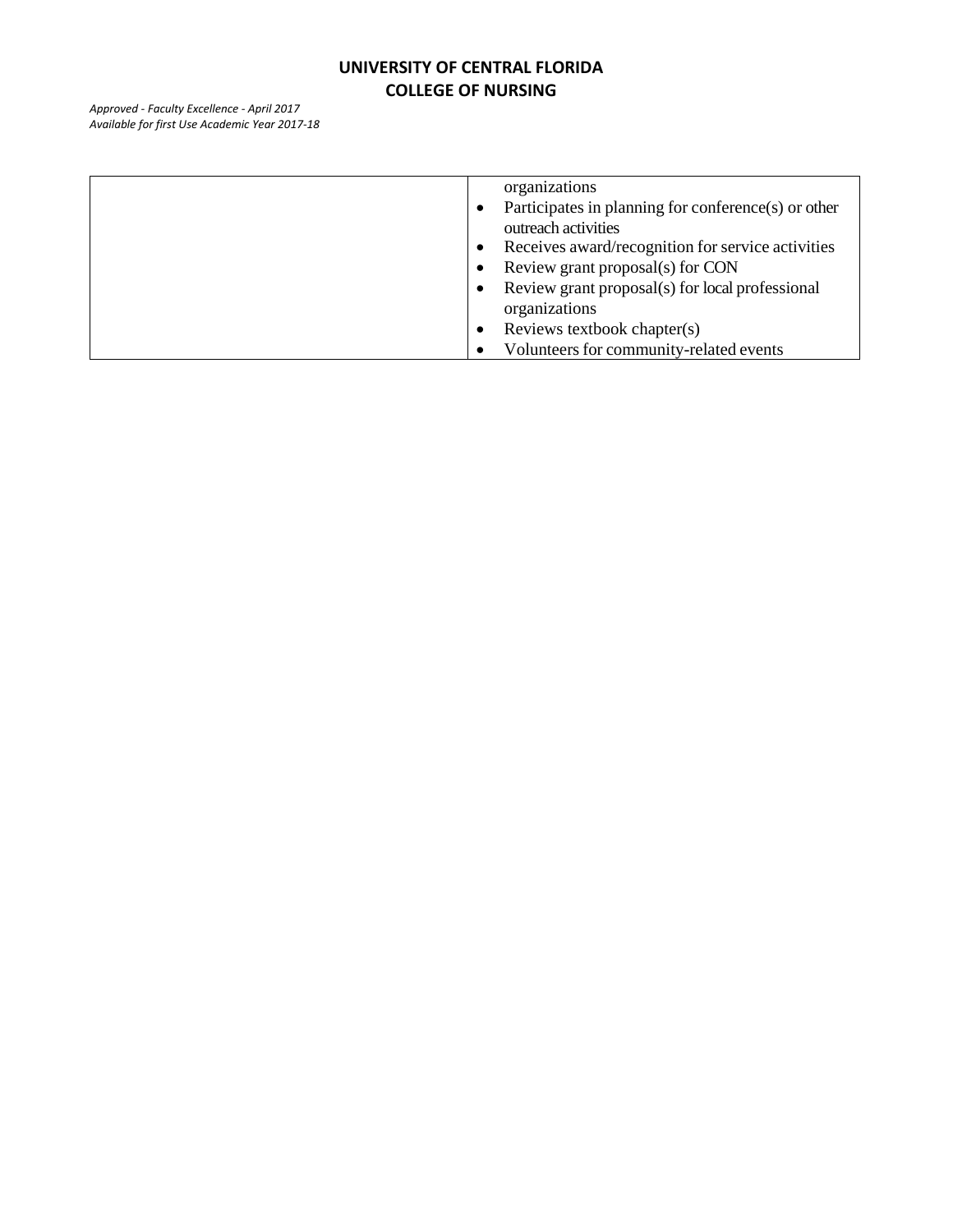| | |
|---|---|
| | organizations<br>• Participates in planning for conference(s) or other outreach activities<br>• Receives award/recognition for service activities<br>• Review grant proposal(s) for CON<br>• Review grant proposal(s) for local professional organizations<br>• Reviews textbook chapter(s)<br>• Volunteers for community-related events |